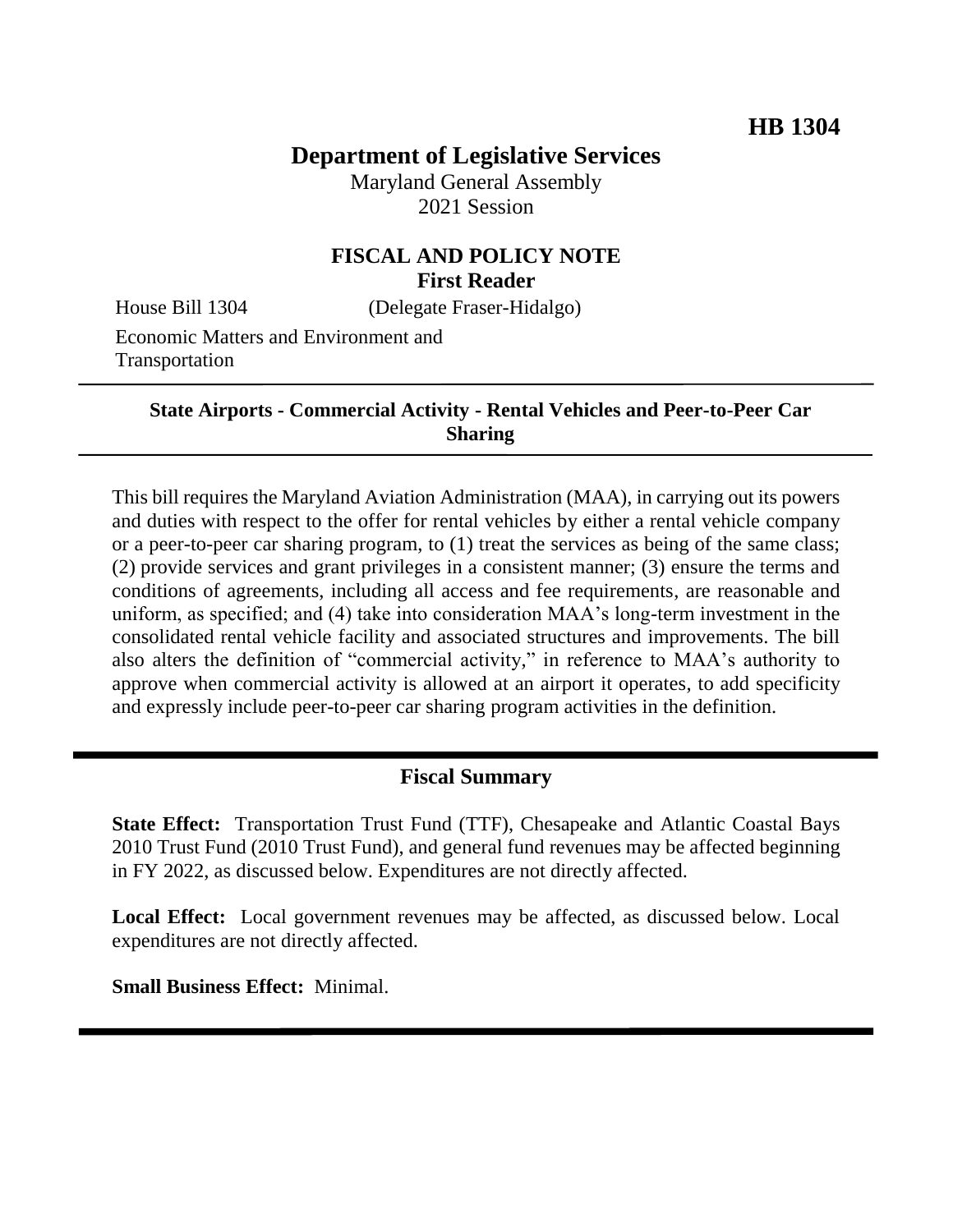**HB 1304**

# Department of Legislative Services

Maryland General Assembly
2021 Session

## FISCAL AND POLICY NOTE
**First Reader**

House Bill 1304 (Delegate Fraser-Hidalgo)

Economic Matters and Environment and Transportation

---

**State Airports - Commercial Activity - Rental Vehicles and Peer-to-Peer Car Sharing**

---

This bill requires the Maryland Aviation Administration (MAA), in carrying out its powers and duties with respect to the offer for rental vehicles by either a rental vehicle company or a peer-to-peer car sharing program, to (1) treat the services as being of the same class; (2) provide services and grant privileges in a consistent manner; (3) ensure the terms and conditions of agreements, including all access and fee requirements, are reasonable and uniform, as specified; and (4) take into consideration MAA's long-term investment in the consolidated rental vehicle facility and associated structures and improvements. The bill also alters the definition of "commercial activity," in reference to MAA's authority to approve when commercial activity is allowed at an airport it operates, to add specificity and expressly include peer-to-peer car sharing program activities in the definition.

---

## Fiscal Summary

**State Effect:** Transportation Trust Fund (TTF), Chesapeake and Atlantic Coastal Bays 2010 Trust Fund (2010 Trust Fund), and general fund revenues may be affected beginning in FY 2022, as discussed below. Expenditures are not directly affected.

**Local Effect:** Local government revenues may be affected, as discussed below. Local expenditures are not directly affected.

**Small Business Effect:** Minimal.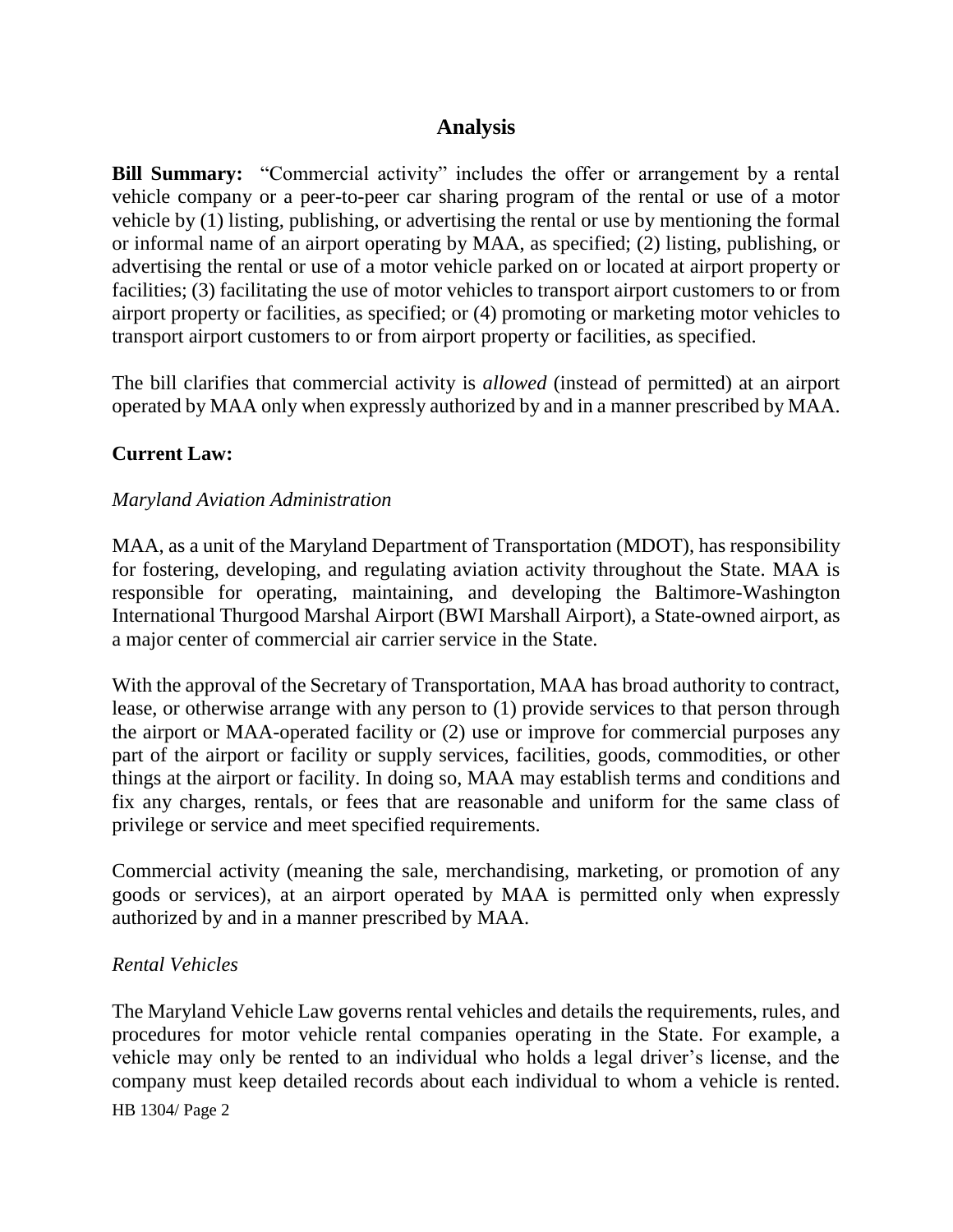## Analysis

**Bill Summary:** "Commercial activity" includes the offer or arrangement by a rental vehicle company or a peer-to-peer car sharing program of the rental or use of a motor vehicle by (1) listing, publishing, or advertising the rental or use by mentioning the formal or informal name of an airport operating by MAA, as specified; (2) listing, publishing, or advertising the rental or use of a motor vehicle parked on or located at airport property or facilities; (3) facilitating the use of motor vehicles to transport airport customers to or from airport property or facilities, as specified; or (4) promoting or marketing motor vehicles to transport airport customers to or from airport property or facilities, as specified.

The bill clarifies that commercial activity is *allowed* (instead of permitted) at an airport operated by MAA only when expressly authorized by and in a manner prescribed by MAA.

**Current Law:**

*Maryland Aviation Administration*

MAA, as a unit of the Maryland Department of Transportation (MDOT), has responsibility for fostering, developing, and regulating aviation activity throughout the State. MAA is responsible for operating, maintaining, and developing the Baltimore-Washington International Thurgood Marshal Airport (BWI Marshall Airport), a State-owned airport, as a major center of commercial air carrier service in the State.

With the approval of the Secretary of Transportation, MAA has broad authority to contract, lease, or otherwise arrange with any person to (1) provide services to that person through the airport or MAA-operated facility or (2) use or improve for commercial purposes any part of the airport or facility or supply services, facilities, goods, commodities, or other things at the airport or facility. In doing so, MAA may establish terms and conditions and fix any charges, rentals, or fees that are reasonable and uniform for the same class of privilege or service and meet specified requirements.

Commercial activity (meaning the sale, merchandising, marketing, or promotion of any goods or services), at an airport operated by MAA is permitted only when expressly authorized by and in a manner prescribed by MAA.

*Rental Vehicles*

The Maryland Vehicle Law governs rental vehicles and details the requirements, rules, and procedures for motor vehicle rental companies operating in the State. For example, a vehicle may only be rented to an individual who holds a legal driver's license, and the company must keep detailed records about each individual to whom a vehicle is rented.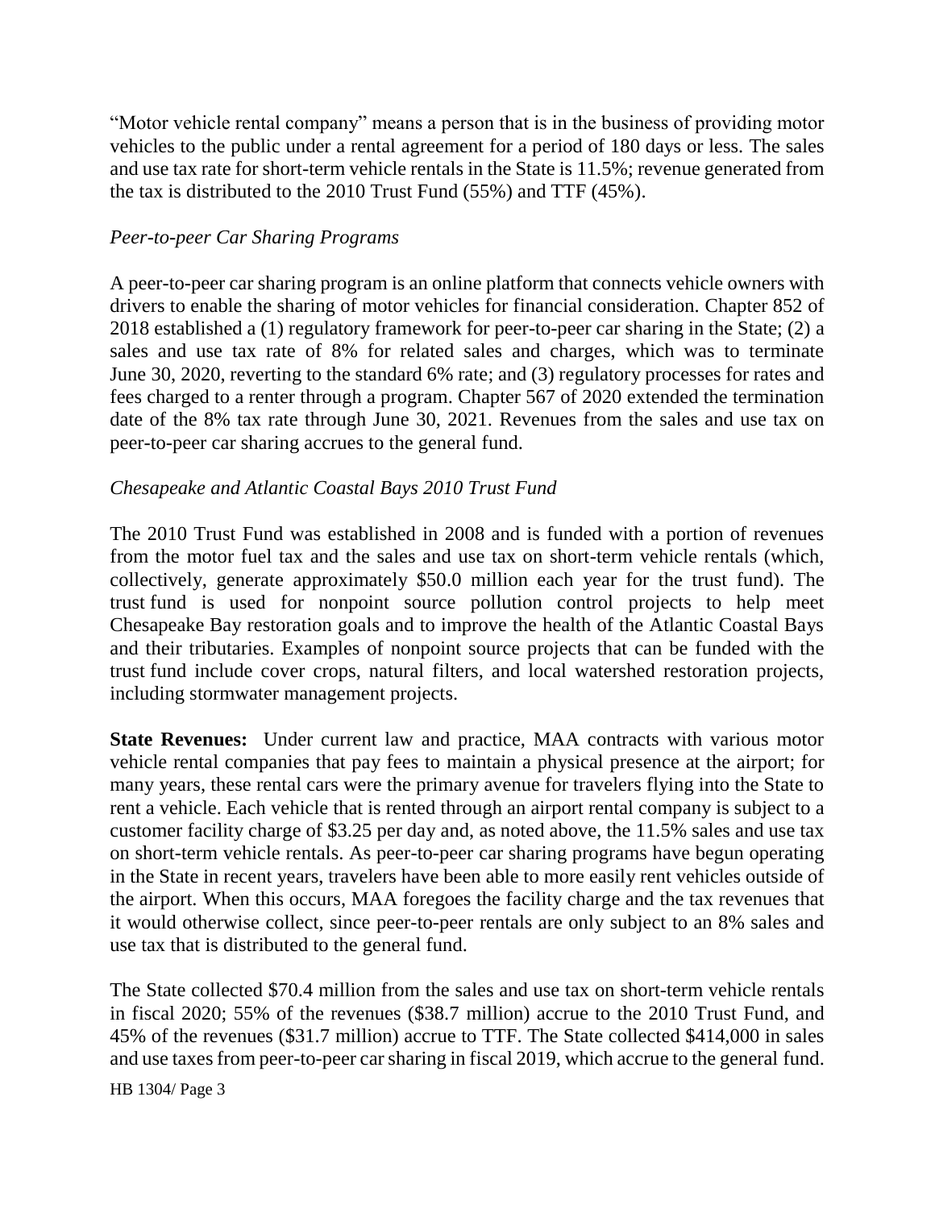"Motor vehicle rental company" means a person that is in the business of providing motor vehicles to the public under a rental agreement for a period of 180 days or less. The sales and use tax rate for short-term vehicle rentals in the State is 11.5%; revenue generated from the tax is distributed to the 2010 Trust Fund (55%) and TTF (45%).

*Peer-to-peer Car Sharing Programs*

A peer-to-peer car sharing program is an online platform that connects vehicle owners with drivers to enable the sharing of motor vehicles for financial consideration. Chapter 852 of 2018 established a (1) regulatory framework for peer-to-peer car sharing in the State; (2) a sales and use tax rate of 8% for related sales and charges, which was to terminate June 30, 2020, reverting to the standard 6% rate; and (3) regulatory processes for rates and fees charged to a renter through a program. Chapter 567 of 2020 extended the termination date of the 8% tax rate through June 30, 2021. Revenues from the sales and use tax on peer-to-peer car sharing accrues to the general fund.

*Chesapeake and Atlantic Coastal Bays 2010 Trust Fund*

The 2010 Trust Fund was established in 2008 and is funded with a portion of revenues from the motor fuel tax and the sales and use tax on short-term vehicle rentals (which, collectively, generate approximately $50.0 million each year for the trust fund). The trust fund is used for nonpoint source pollution control projects to help meet Chesapeake Bay restoration goals and to improve the health of the Atlantic Coastal Bays and their tributaries. Examples of nonpoint source projects that can be funded with the trust fund include cover crops, natural filters, and local watershed restoration projects, including stormwater management projects.

**State Revenues:** Under current law and practice, MAA contracts with various motor vehicle rental companies that pay fees to maintain a physical presence at the airport; for many years, these rental cars were the primary avenue for travelers flying into the State to rent a vehicle. Each vehicle that is rented through an airport rental company is subject to a customer facility charge of $3.25 per day and, as noted above, the 11.5% sales and use tax on short-term vehicle rentals. As peer-to-peer car sharing programs have begun operating in the State in recent years, travelers have been able to more easily rent vehicles outside of the airport. When this occurs, MAA foregoes the facility charge and the tax revenues that it would otherwise collect, since peer-to-peer rentals are only subject to an 8% sales and use tax that is distributed to the general fund.

The State collected $70.4 million from the sales and use tax on short-term vehicle rentals in fiscal 2020; 55% of the revenues ($38.7 million) accrue to the 2010 Trust Fund, and 45% of the revenues ($31.7 million) accrue to TTF. The State collected $414,000 in sales and use taxes from peer-to-peer car sharing in fiscal 2019, which accrue to the general fund.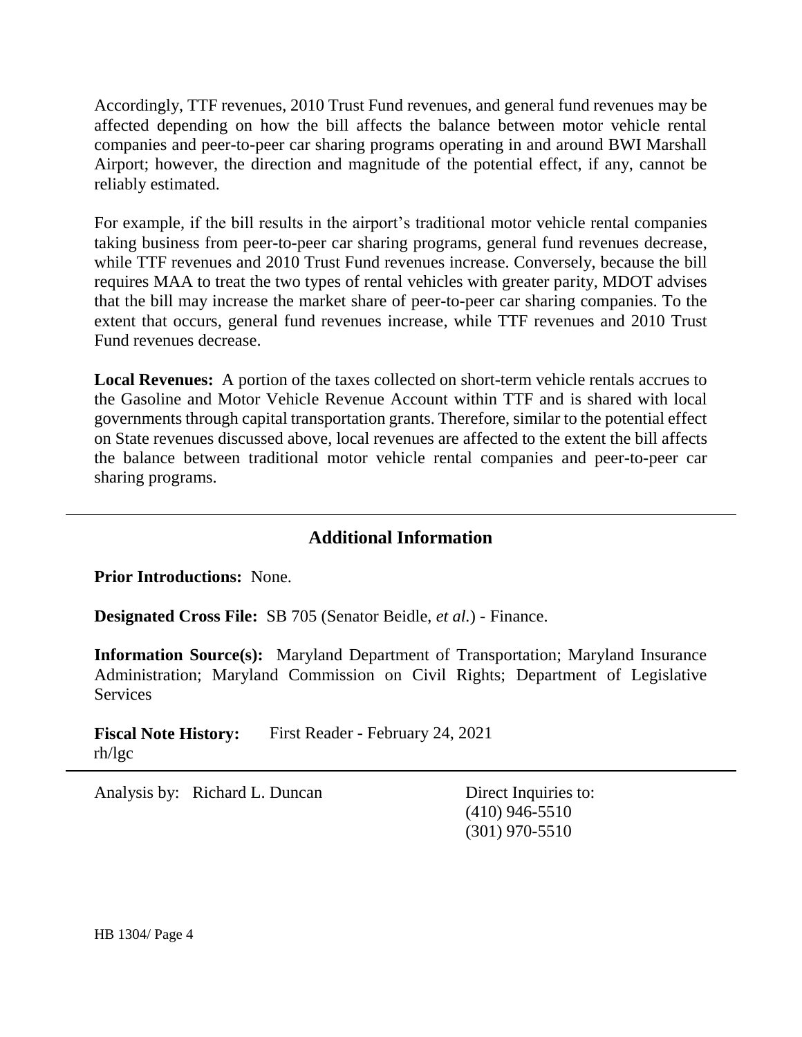Accordingly, TTF revenues, 2010 Trust Fund revenues, and general fund revenues may be affected depending on how the bill affects the balance between motor vehicle rental companies and peer-to-peer car sharing programs operating in and around BWI Marshall Airport; however, the direction and magnitude of the potential effect, if any, cannot be reliably estimated.

For example, if the bill results in the airport's traditional motor vehicle rental companies taking business from peer-to-peer car sharing programs, general fund revenues decrease, while TTF revenues and 2010 Trust Fund revenues increase. Conversely, because the bill requires MAA to treat the two types of rental vehicles with greater parity, MDOT advises that the bill may increase the market share of peer-to-peer car sharing companies. To the extent that occurs, general fund revenues increase, while TTF revenues and 2010 Trust Fund revenues decrease.

**Local Revenues:** A portion of the taxes collected on short-term vehicle rentals accrues to the Gasoline and Motor Vehicle Revenue Account within TTF and is shared with local governments through capital transportation grants. Therefore, similar to the potential effect on State revenues discussed above, local revenues are affected to the extent the bill affects the balance between traditional motor vehicle rental companies and peer-to-peer car sharing programs.

## Additional Information

**Prior Introductions:** None.

**Designated Cross File:** SB 705 (Senator Beidle, *et al.*) - Finance.

**Information Source(s):** Maryland Department of Transportation; Maryland Insurance Administration; Maryland Commission on Civil Rights; Department of Legislative Services

**Fiscal Note History:** First Reader - February 24, 2021
rh/lgc

Analysis by: Richard L. Duncan

Direct Inquiries to:
(410) 946-5510
(301) 970-5510